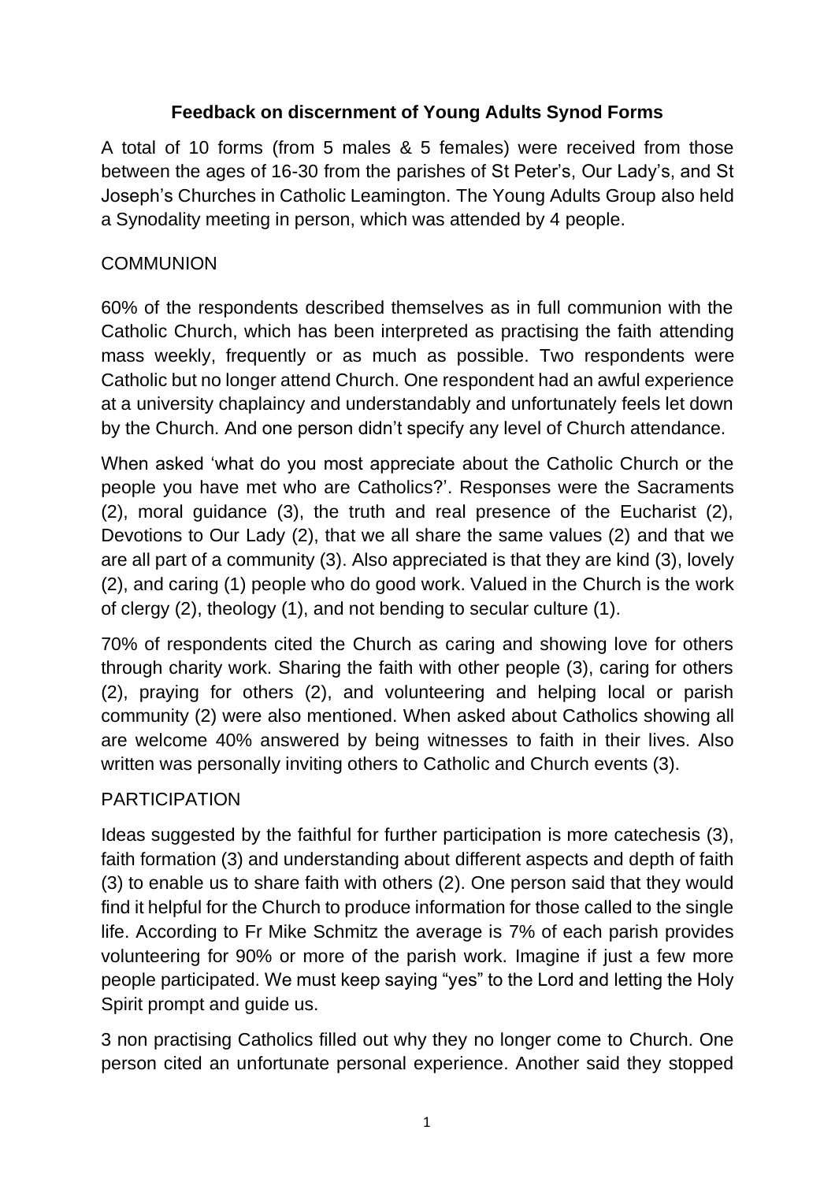# Feedback on discernment of Young Adults Synod Forms

A total of 10 forms (from 5 males & 5 females) were received from those between the ages of 16-30 from the parishes of St Peter's, Our Lady's, and St Joseph's Churches in Catholic Leamington. The Young Adults Group also held a Synodality meeting in person, which was attended by 4 people.

## COMMUNION

60% of the respondents described themselves as in full communion with the Catholic Church, which has been interpreted as practising the faith attending mass weekly, frequently or as much as possible. Two respondents were Catholic but no longer attend Church. One respondent had an awful experience at a university chaplaincy and understandably and unfortunately feels let down by the Church. And one person didn't specify any level of Church attendance.

When asked 'what do you most appreciate about the Catholic Church or the people you have met who are Catholics?'. Responses were the Sacraments (2), moral guidance (3), the truth and real presence of the Eucharist (2), Devotions to Our Lady (2), that we all share the same values (2) and that we are all part of a community (3). Also appreciated is that they are kind (3), lovely (2), and caring (1) people who do good work. Valued in the Church is the work of clergy (2), theology (1), and not bending to secular culture (1).

70% of respondents cited the Church as caring and showing love for others through charity work. Sharing the faith with other people (3), caring for others (2), praying for others (2), and volunteering and helping local or parish community (2) were also mentioned. When asked about Catholics showing all are welcome 40% answered by being witnesses to faith in their lives. Also written was personally inviting others to Catholic and Church events (3).

## PARTICIPATION

Ideas suggested by the faithful for further participation is more catechesis (3), faith formation (3) and understanding about different aspects and depth of faith (3) to enable us to share faith with others (2). One person said that they would find it helpful for the Church to produce information for those called to the single life. According to Fr Mike Schmitz the average is 7% of each parish provides volunteering for 90% or more of the parish work. Imagine if just a few more people participated. We must keep saying "yes" to the Lord and letting the Holy Spirit prompt and guide us.

3 non practising Catholics filled out why they no longer come to Church. One person cited an unfortunate personal experience. Another said they stopped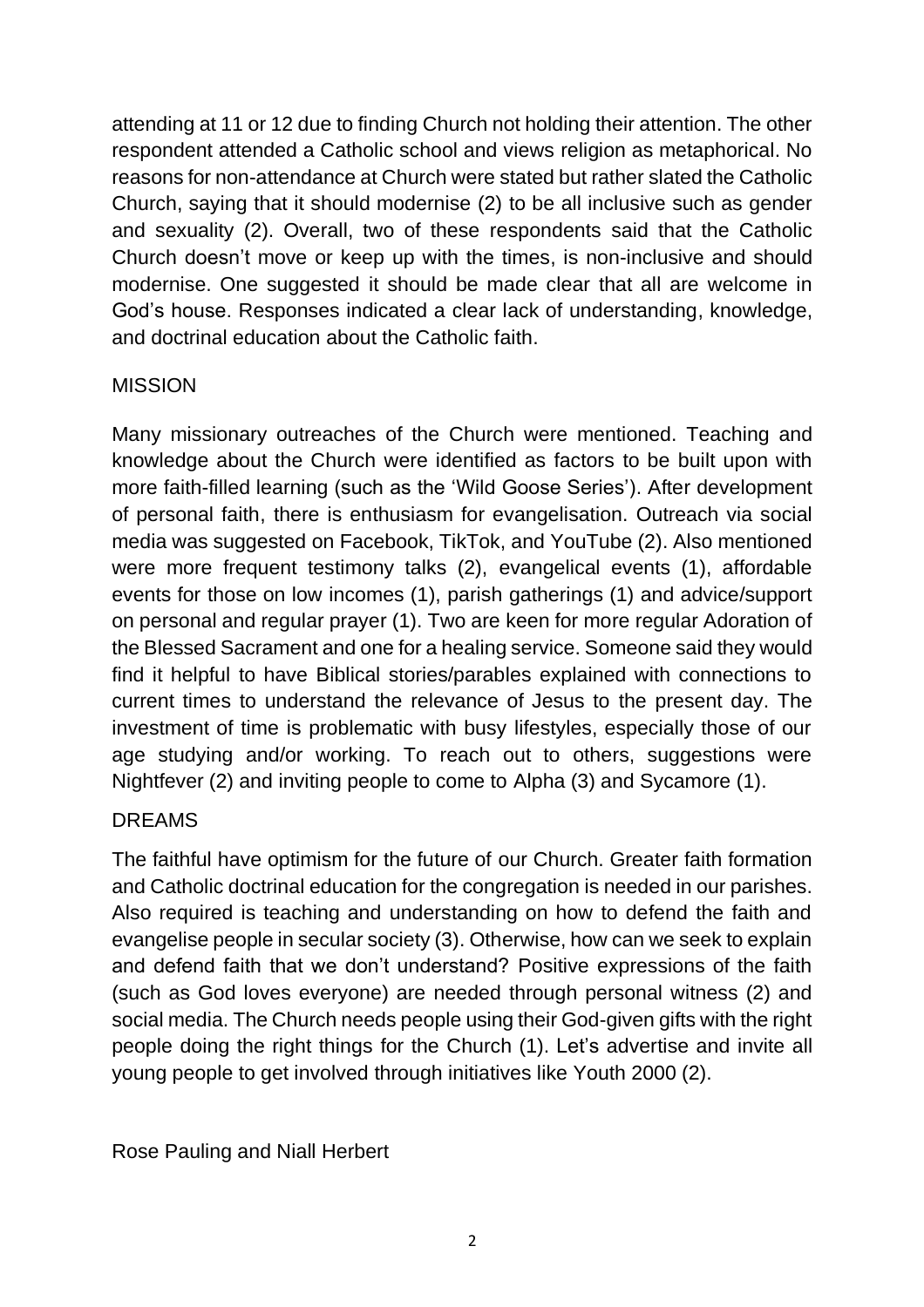attending at 11 or 12 due to finding Church not holding their attention. The other respondent attended a Catholic school and views religion as metaphorical. No reasons for non-attendance at Church were stated but rather slated the Catholic Church, saying that it should modernise (2) to be all inclusive such as gender and sexuality (2). Overall, two of these respondents said that the Catholic Church doesn't move or keep up with the times, is non-inclusive and should modernise. One suggested it should be made clear that all are welcome in God's house. Responses indicated a clear lack of understanding, knowledge, and doctrinal education about the Catholic faith.

## MISSION

Many missionary outreaches of the Church were mentioned. Teaching and knowledge about the Church were identified as factors to be built upon with more faith-filled learning (such as the 'Wild Goose Series'). After development of personal faith, there is enthusiasm for evangelisation. Outreach via social media was suggested on Facebook, TikTok, and YouTube (2). Also mentioned were more frequent testimony talks (2), evangelical events (1), affordable events for those on low incomes (1), parish gatherings (1) and advice/support on personal and regular prayer (1). Two are keen for more regular Adoration of the Blessed Sacrament and one for a healing service. Someone said they would find it helpful to have Biblical stories/parables explained with connections to current times to understand the relevance of Jesus to the present day. The investment of time is problematic with busy lifestyles, especially those of our age studying and/or working. To reach out to others, suggestions were Nightfever (2) and inviting people to come to Alpha (3) and Sycamore (1).

## DREAMS

The faithful have optimism for the future of our Church. Greater faith formation and Catholic doctrinal education for the congregation is needed in our parishes. Also required is teaching and understanding on how to defend the faith and evangelise people in secular society (3). Otherwise, how can we seek to explain and defend faith that we don't understand? Positive expressions of the faith (such as God loves everyone) are needed through personal witness (2) and social media. The Church needs people using their God-given gifts with the right people doing the right things for the Church (1). Let's advertise and invite all young people to get involved through initiatives like Youth 2000 (2).

Rose Pauling and Niall Herbert